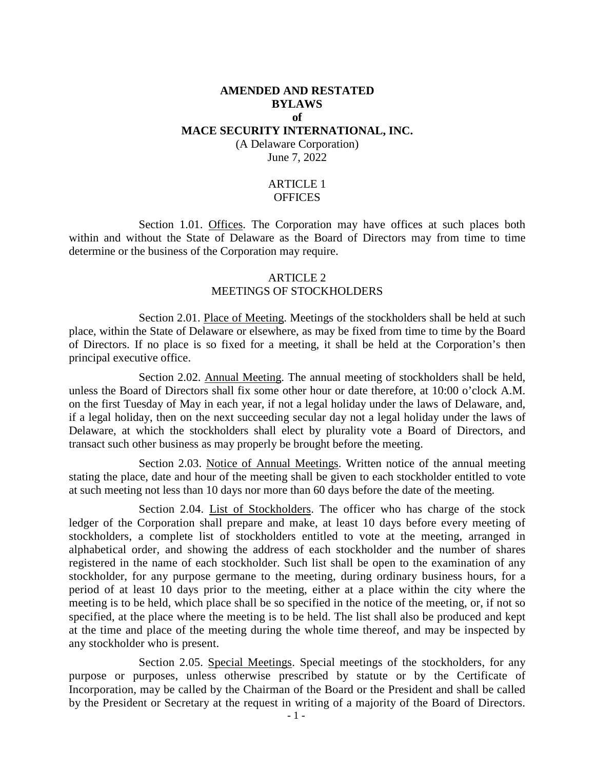# AMENDED AND RESTATED BYLAWS of MACE SECURITY INTERNATIONAL, INC.

(A Delaware Corporation)
June 7, 2022

## ARTICLE 1
## OFFICES

Section 1.01. Offices. The Corporation may have offices at such places both within and without the State of Delaware as the Board of Directors may from time to time determine or the business of the Corporation may require.

## ARTICLE 2
## MEETINGS OF STOCKHOLDERS

Section 2.01. Place of Meeting. Meetings of the stockholders shall be held at such place, within the State of Delaware or elsewhere, as may be fixed from time to time by the Board of Directors. If no place is so fixed for a meeting, it shall be held at the Corporation's then principal executive office.

Section 2.02. Annual Meeting. The annual meeting of stockholders shall be held, unless the Board of Directors shall fix some other hour or date therefore, at 10:00 o'clock A.M. on the first Tuesday of May in each year, if not a legal holiday under the laws of Delaware, and, if a legal holiday, then on the next succeeding secular day not a legal holiday under the laws of Delaware, at which the stockholders shall elect by plurality vote a Board of Directors, and transact such other business as may properly be brought before the meeting.

Section 2.03. Notice of Annual Meetings. Written notice of the annual meeting stating the place, date and hour of the meeting shall be given to each stockholder entitled to vote at such meeting not less than 10 days nor more than 60 days before the date of the meeting.

Section 2.04. List of Stockholders. The officer who has charge of the stock ledger of the Corporation shall prepare and make, at least 10 days before every meeting of stockholders, a complete list of stockholders entitled to vote at the meeting, arranged in alphabetical order, and showing the address of each stockholder and the number of shares registered in the name of each stockholder. Such list shall be open to the examination of any stockholder, for any purpose germane to the meeting, during ordinary business hours, for a period of at least 10 days prior to the meeting, either at a place within the city where the meeting is to be held, which place shall be so specified in the notice of the meeting, or, if not so specified, at the place where the meeting is to be held. The list shall also be produced and kept at the time and place of the meeting during the whole time thereof, and may be inspected by any stockholder who is present.

Section 2.05. Special Meetings. Special meetings of the stockholders, for any purpose or purposes, unless otherwise prescribed by statute or by the Certificate of Incorporation, may be called by the Chairman of the Board or the President and shall be called by the President or Secretary at the request in writing of a majority of the Board of Directors.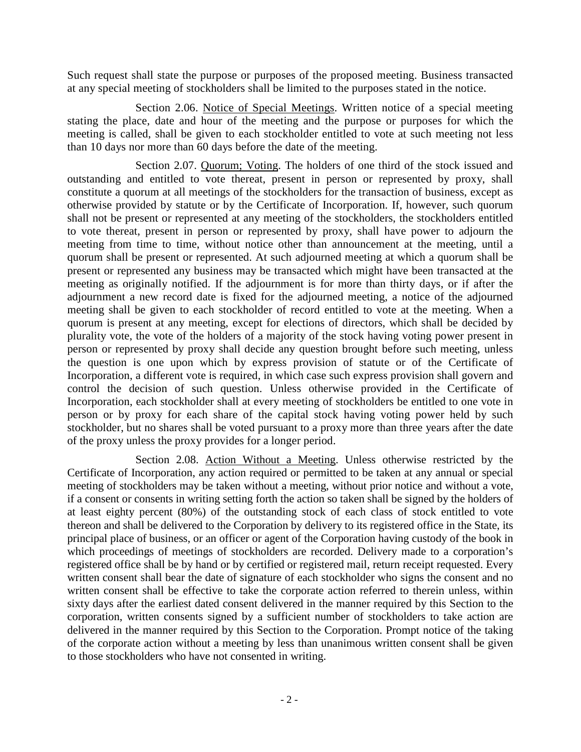Such request shall state the purpose or purposes of the proposed meeting. Business transacted at any special meeting of stockholders shall be limited to the purposes stated in the notice.

Section 2.06. Notice of Special Meetings. Written notice of a special meeting stating the place, date and hour of the meeting and the purpose or purposes for which the meeting is called, shall be given to each stockholder entitled to vote at such meeting not less than 10 days nor more than 60 days before the date of the meeting.

Section 2.07. Quorum; Voting. The holders of one third of the stock issued and outstanding and entitled to vote thereat, present in person or represented by proxy, shall constitute a quorum at all meetings of the stockholders for the transaction of business, except as otherwise provided by statute or by the Certificate of Incorporation. If, however, such quorum shall not be present or represented at any meeting of the stockholders, the stockholders entitled to vote thereat, present in person or represented by proxy, shall have power to adjourn the meeting from time to time, without notice other than announcement at the meeting, until a quorum shall be present or represented. At such adjourned meeting at which a quorum shall be present or represented any business may be transacted which might have been transacted at the meeting as originally notified. If the adjournment is for more than thirty days, or if after the adjournment a new record date is fixed for the adjourned meeting, a notice of the adjourned meeting shall be given to each stockholder of record entitled to vote at the meeting. When a quorum is present at any meeting, except for elections of directors, which shall be decided by plurality vote, the vote of the holders of a majority of the stock having voting power present in person or represented by proxy shall decide any question brought before such meeting, unless the question is one upon which by express provision of statute or of the Certificate of Incorporation, a different vote is required, in which case such express provision shall govern and control the decision of such question. Unless otherwise provided in the Certificate of Incorporation, each stockholder shall at every meeting of stockholders be entitled to one vote in person or by proxy for each share of the capital stock having voting power held by such stockholder, but no shares shall be voted pursuant to a proxy more than three years after the date of the proxy unless the proxy provides for a longer period.

Section 2.08. Action Without a Meeting. Unless otherwise restricted by the Certificate of Incorporation, any action required or permitted to be taken at any annual or special meeting of stockholders may be taken without a meeting, without prior notice and without a vote, if a consent or consents in writing setting forth the action so taken shall be signed by the holders of at least eighty percent (80%) of the outstanding stock of each class of stock entitled to vote thereon and shall be delivered to the Corporation by delivery to its registered office in the State, its principal place of business, or an officer or agent of the Corporation having custody of the book in which proceedings of meetings of stockholders are recorded. Delivery made to a corporation's registered office shall be by hand or by certified or registered mail, return receipt requested. Every written consent shall bear the date of signature of each stockholder who signs the consent and no written consent shall be effective to take the corporate action referred to therein unless, within sixty days after the earliest dated consent delivered in the manner required by this Section to the corporation, written consents signed by a sufficient number of stockholders to take action are delivered in the manner required by this Section to the Corporation. Prompt notice of the taking of the corporate action without a meeting by less than unanimous written consent shall be given to those stockholders who have not consented in writing.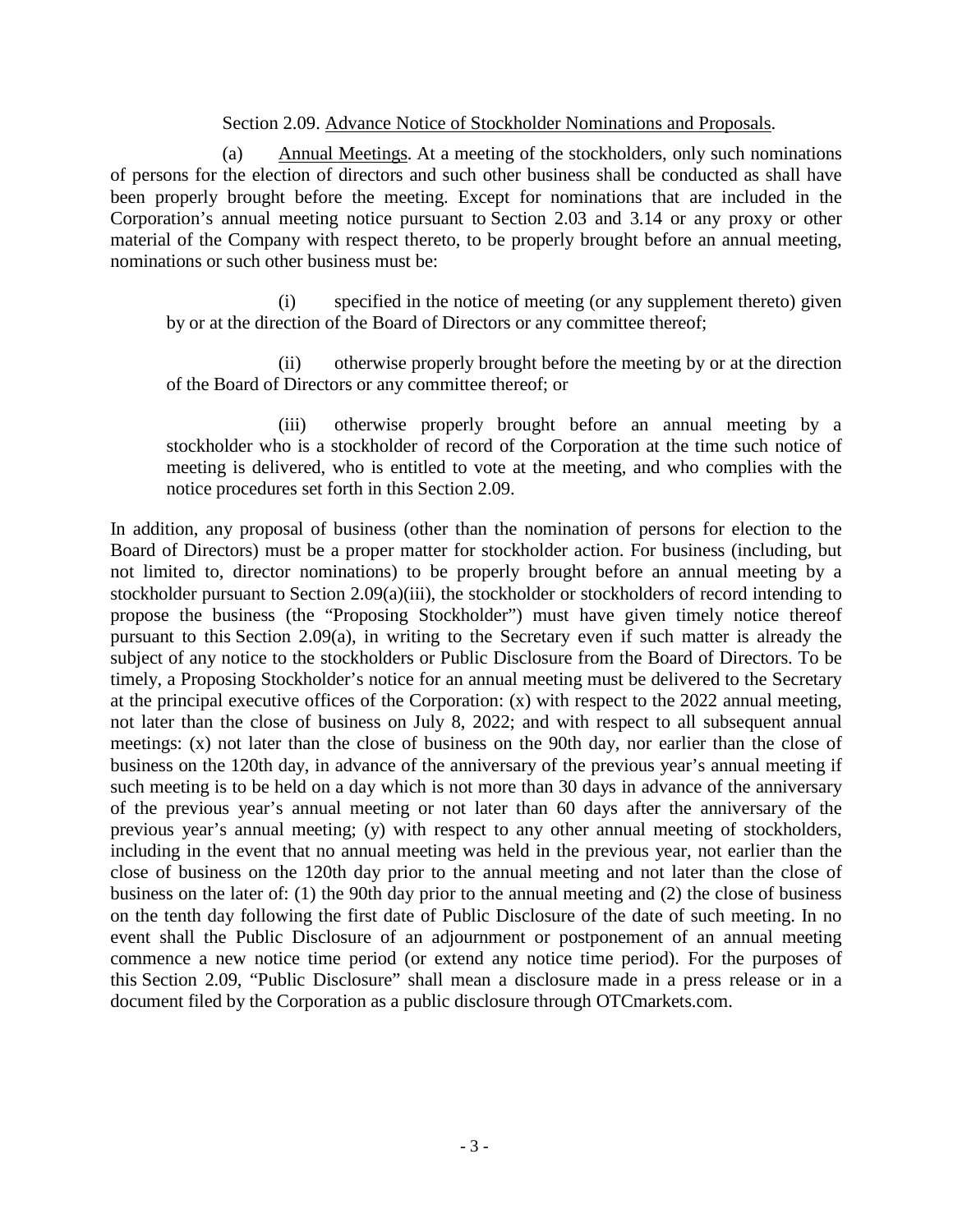Section 2.09. <u>Advance Notice of Stockholder Nominations and Proposals</u>.

(a) <u>Annual Meetings</u>. At a meeting of the stockholders, only such nominations of persons for the election of directors and such other business shall be conducted as shall have been properly brought before the meeting. Except for nominations that are included in the Corporation's annual meeting notice pursuant to Section 2.03 and 3.14 or any proxy or other material of the Company with respect thereto, to be properly brought before an annual meeting, nominations or such other business must be:

(i) specified in the notice of meeting (or any supplement thereto) given by or at the direction of the Board of Directors or any committee thereof;

(ii) otherwise properly brought before the meeting by or at the direction of the Board of Directors or any committee thereof; or

(iii) otherwise properly brought before an annual meeting by a stockholder who is a stockholder of record of the Corporation at the time such notice of meeting is delivered, who is entitled to vote at the meeting, and who complies with the notice procedures set forth in this Section 2.09.

In addition, any proposal of business (other than the nomination of persons for election to the Board of Directors) must be a proper matter for stockholder action. For business (including, but not limited to, director nominations) to be properly brought before an annual meeting by a stockholder pursuant to Section 2.09(a)(iii), the stockholder or stockholders of record intending to propose the business (the "Proposing Stockholder") must have given timely notice thereof pursuant to this Section 2.09(a), in writing to the Secretary even if such matter is already the subject of any notice to the stockholders or Public Disclosure from the Board of Directors. To be timely, a Proposing Stockholder's notice for an annual meeting must be delivered to the Secretary at the principal executive offices of the Corporation: (x) with respect to the 2022 annual meeting, not later than the close of business on July 8, 2022; and with respect to all subsequent annual meetings: (x) not later than the close of business on the 90th day, nor earlier than the close of business on the 120th day, in advance of the anniversary of the previous year's annual meeting if such meeting is to be held on a day which is not more than 30 days in advance of the anniversary of the previous year's annual meeting or not later than 60 days after the anniversary of the previous year's annual meeting; (y) with respect to any other annual meeting of stockholders, including in the event that no annual meeting was held in the previous year, not earlier than the close of business on the 120th day prior to the annual meeting and not later than the close of business on the later of: (1) the 90th day prior to the annual meeting and (2) the close of business on the tenth day following the first date of Public Disclosure of the date of such meeting. In no event shall the Public Disclosure of an adjournment or postponement of an annual meeting commence a new notice time period (or extend any notice time period). For the purposes of this Section 2.09, "Public Disclosure" shall mean a disclosure made in a press release or in a document filed by the Corporation as a public disclosure through OTCmarkets.com.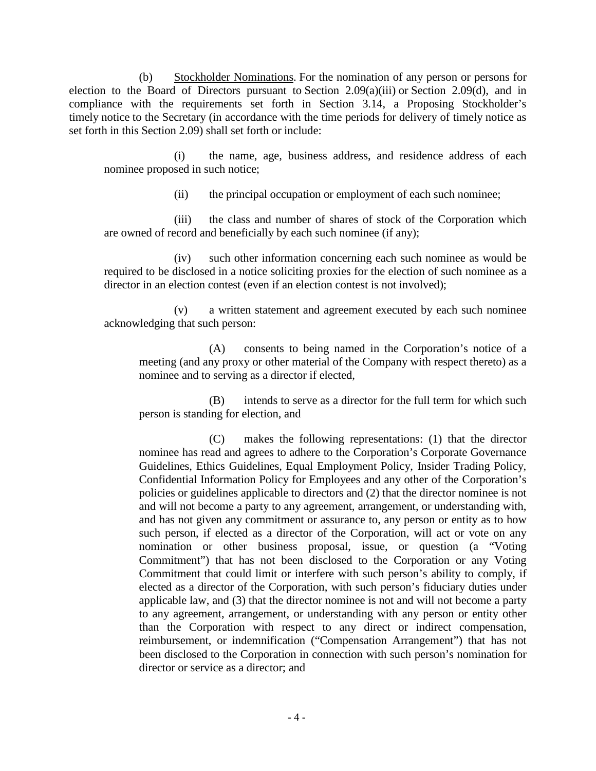(b) <u>Stockholder Nominations</u>. For the nomination of any person or persons for election to the Board of Directors pursuant to Section 2.09(a)(iii) or Section 2.09(d), and in compliance with the requirements set forth in Section 3.14, a Proposing Stockholder's timely notice to the Secretary (in accordance with the time periods for delivery of timely notice as set forth in this Section 2.09) shall set forth or include:

(i) the name, age, business address, and residence address of each nominee proposed in such notice;

(ii) the principal occupation or employment of each such nominee;

(iii) the class and number of shares of stock of the Corporation which are owned of record and beneficially by each such nominee (if any);

(iv) such other information concerning each such nominee as would be required to be disclosed in a notice soliciting proxies for the election of such nominee as a director in an election contest (even if an election contest is not involved);

(v) a written statement and agreement executed by each such nominee acknowledging that such person:

(A) consents to being named in the Corporation's notice of a meeting (and any proxy or other material of the Company with respect thereto) as a nominee and to serving as a director if elected,

(B) intends to serve as a director for the full term for which such person is standing for election, and

(C) makes the following representations: (1) that the director nominee has read and agrees to adhere to the Corporation's Corporate Governance Guidelines, Ethics Guidelines, Equal Employment Policy, Insider Trading Policy, Confidential Information Policy for Employees and any other of the Corporation's policies or guidelines applicable to directors and (2) that the director nominee is not and will not become a party to any agreement, arrangement, or understanding with, and has not given any commitment or assurance to, any person or entity as to how such person, if elected as a director of the Corporation, will act or vote on any nomination or other business proposal, issue, or question (a "Voting Commitment") that has not been disclosed to the Corporation or any Voting Commitment that could limit or interfere with such person's ability to comply, if elected as a director of the Corporation, with such person's fiduciary duties under applicable law, and (3) that the director nominee is not and will not become a party to any agreement, arrangement, or understanding with any person or entity other than the Corporation with respect to any direct or indirect compensation, reimbursement, or indemnification ("Compensation Arrangement") that has not been disclosed to the Corporation in connection with such person's nomination for director or service as a director; and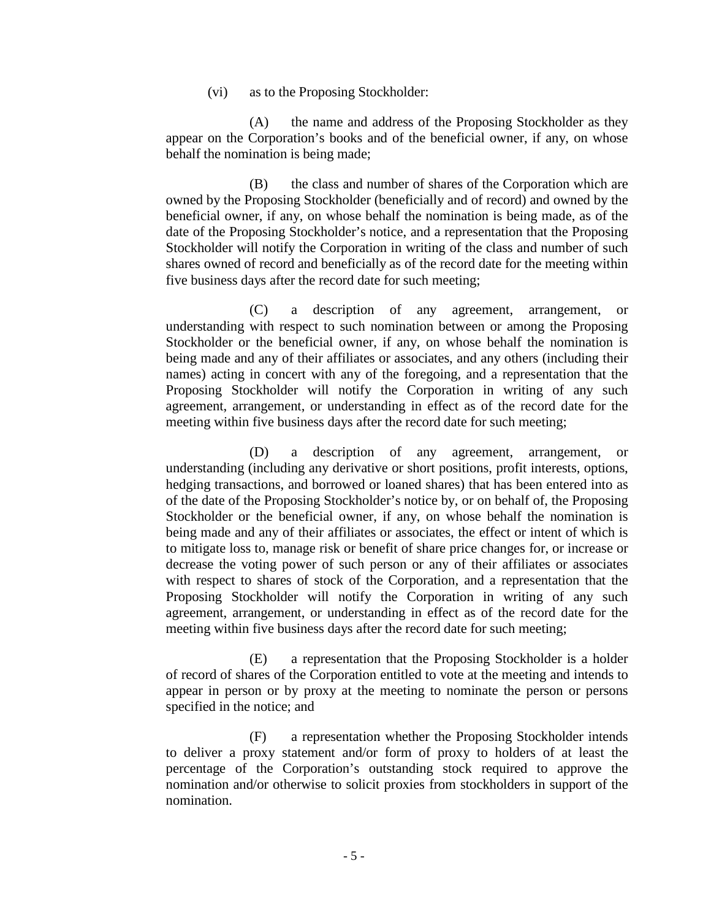(vi) as to the Proposing Stockholder:

(A) the name and address of the Proposing Stockholder as they appear on the Corporation's books and of the beneficial owner, if any, on whose behalf the nomination is being made;

(B) the class and number of shares of the Corporation which are owned by the Proposing Stockholder (beneficially and of record) and owned by the beneficial owner, if any, on whose behalf the nomination is being made, as of the date of the Proposing Stockholder's notice, and a representation that the Proposing Stockholder will notify the Corporation in writing of the class and number of such shares owned of record and beneficially as of the record date for the meeting within five business days after the record date for such meeting;

(C) a description of any agreement, arrangement, or understanding with respect to such nomination between or among the Proposing Stockholder or the beneficial owner, if any, on whose behalf the nomination is being made and any of their affiliates or associates, and any others (including their names) acting in concert with any of the foregoing, and a representation that the Proposing Stockholder will notify the Corporation in writing of any such agreement, arrangement, or understanding in effect as of the record date for the meeting within five business days after the record date for such meeting;

(D) a description of any agreement, arrangement, or understanding (including any derivative or short positions, profit interests, options, hedging transactions, and borrowed or loaned shares) that has been entered into as of the date of the Proposing Stockholder's notice by, or on behalf of, the Proposing Stockholder or the beneficial owner, if any, on whose behalf the nomination is being made and any of their affiliates or associates, the effect or intent of which is to mitigate loss to, manage risk or benefit of share price changes for, or increase or decrease the voting power of such person or any of their affiliates or associates with respect to shares of stock of the Corporation, and a representation that the Proposing Stockholder will notify the Corporation in writing of any such agreement, arrangement, or understanding in effect as of the record date for the meeting within five business days after the record date for such meeting;

(E) a representation that the Proposing Stockholder is a holder of record of shares of the Corporation entitled to vote at the meeting and intends to appear in person or by proxy at the meeting to nominate the person or persons specified in the notice; and

(F) a representation whether the Proposing Stockholder intends to deliver a proxy statement and/or form of proxy to holders of at least the percentage of the Corporation's outstanding stock required to approve the nomination and/or otherwise to solicit proxies from stockholders in support of the nomination.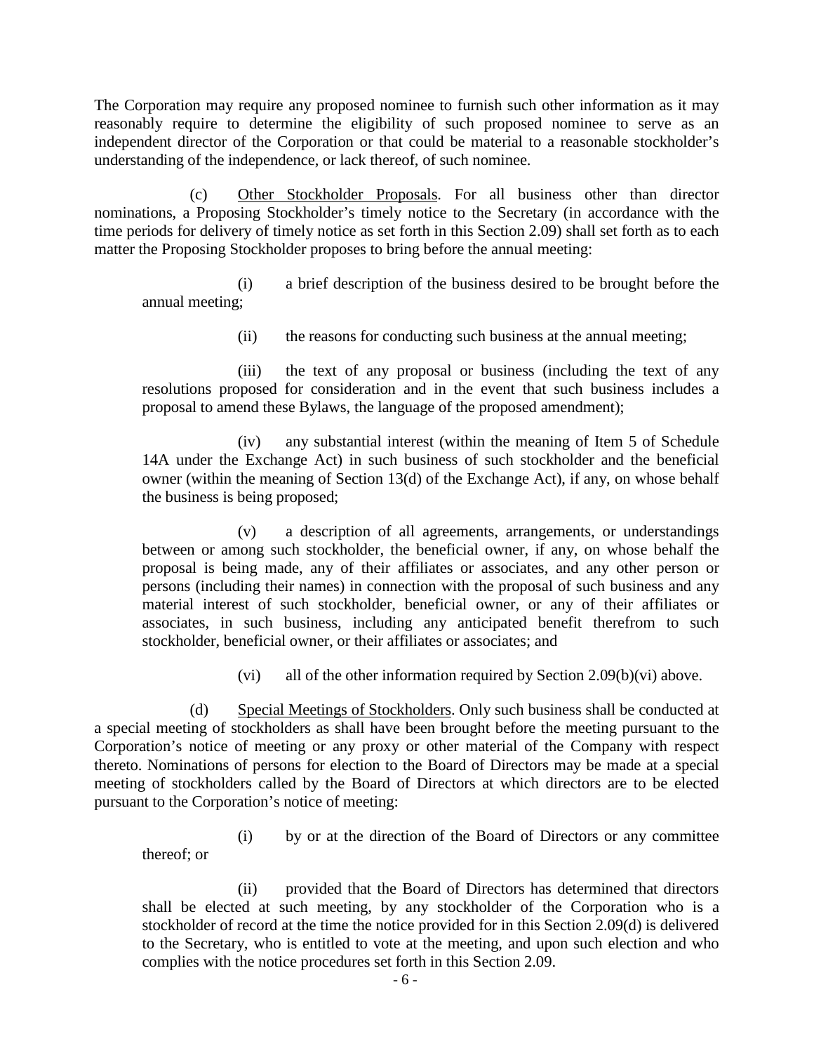The Corporation may require any proposed nominee to furnish such other information as it may reasonably require to determine the eligibility of such proposed nominee to serve as an independent director of the Corporation or that could be material to a reasonable stockholder's understanding of the independence, or lack thereof, of such nominee.

(c) Other Stockholder Proposals. For all business other than director nominations, a Proposing Stockholder's timely notice to the Secretary (in accordance with the time periods for delivery of timely notice as set forth in this Section 2.09) shall set forth as to each matter the Proposing Stockholder proposes to bring before the annual meeting:

(i) a brief description of the business desired to be brought before the annual meeting;

(ii) the reasons for conducting such business at the annual meeting;

(iii) the text of any proposal or business (including the text of any resolutions proposed for consideration and in the event that such business includes a proposal to amend these Bylaws, the language of the proposed amendment);

(iv) any substantial interest (within the meaning of Item 5 of Schedule 14A under the Exchange Act) in such business of such stockholder and the beneficial owner (within the meaning of Section 13(d) of the Exchange Act), if any, on whose behalf the business is being proposed;

(v) a description of all agreements, arrangements, or understandings between or among such stockholder, the beneficial owner, if any, on whose behalf the proposal is being made, any of their affiliates or associates, and any other person or persons (including their names) in connection with the proposal of such business and any material interest of such stockholder, beneficial owner, or any of their affiliates or associates, in such business, including any anticipated benefit therefrom to such stockholder, beneficial owner, or their affiliates or associates; and

(vi) all of the other information required by Section 2.09(b)(vi) above.

(d) Special Meetings of Stockholders. Only such business shall be conducted at a special meeting of stockholders as shall have been brought before the meeting pursuant to the Corporation's notice of meeting or any proxy or other material of the Company with respect thereto. Nominations of persons for election to the Board of Directors may be made at a special meeting of stockholders called by the Board of Directors at which directors are to be elected pursuant to the Corporation's notice of meeting:

(i) by or at the direction of the Board of Directors or any committee thereof; or

(ii) provided that the Board of Directors has determined that directors shall be elected at such meeting, by any stockholder of the Corporation who is a stockholder of record at the time the notice provided for in this Section 2.09(d) is delivered to the Secretary, who is entitled to vote at the meeting, and upon such election and who complies with the notice procedures set forth in this Section 2.09.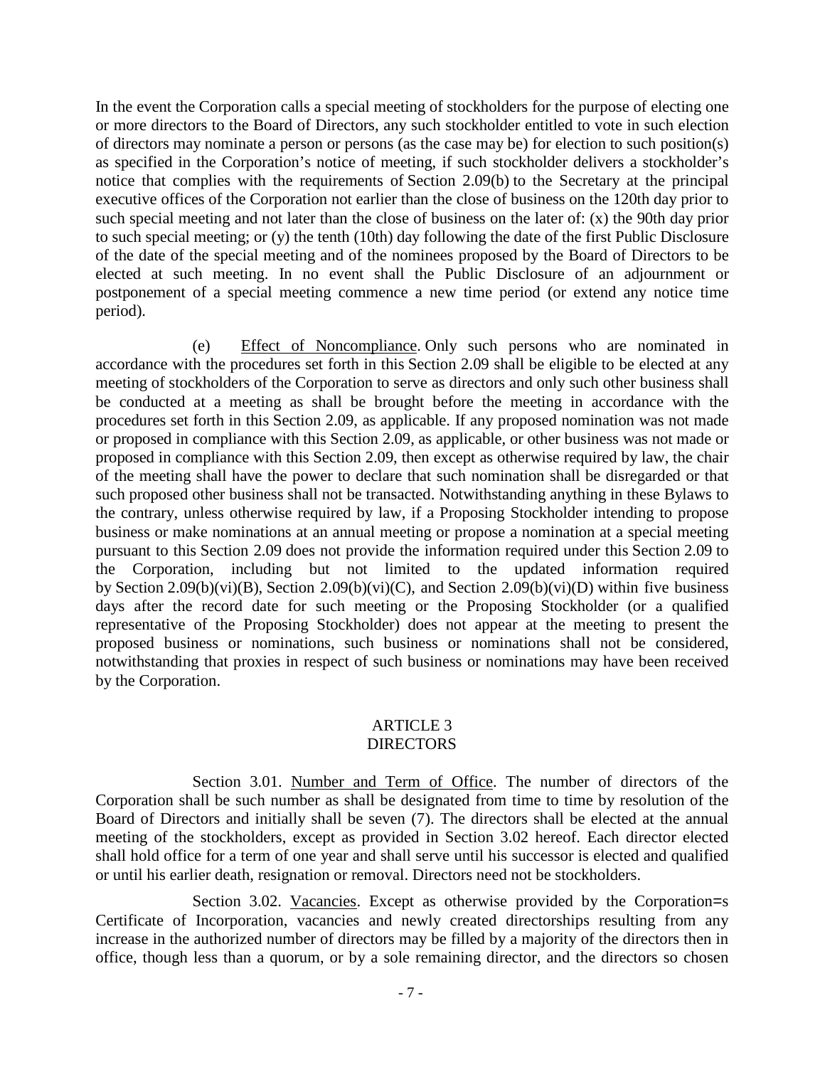In the event the Corporation calls a special meeting of stockholders for the purpose of electing one or more directors to the Board of Directors, any such stockholder entitled to vote in such election of directors may nominate a person or persons (as the case may be) for election to such position(s) as specified in the Corporation's notice of meeting, if such stockholder delivers a stockholder's notice that complies with the requirements of Section 2.09(b) to the Secretary at the principal executive offices of the Corporation not earlier than the close of business on the 120th day prior to such special meeting and not later than the close of business on the later of: (x) the 90th day prior to such special meeting; or (y) the tenth (10th) day following the date of the first Public Disclosure of the date of the special meeting and of the nominees proposed by the Board of Directors to be elected at such meeting. In no event shall the Public Disclosure of an adjournment or postponement of a special meeting commence a new time period (or extend any notice time period).

(e) Effect of Noncompliance. Only such persons who are nominated in accordance with the procedures set forth in this Section 2.09 shall be eligible to be elected at any meeting of stockholders of the Corporation to serve as directors and only such other business shall be conducted at a meeting as shall be brought before the meeting in accordance with the procedures set forth in this Section 2.09, as applicable. If any proposed nomination was not made or proposed in compliance with this Section 2.09, as applicable, or other business was not made or proposed in compliance with this Section 2.09, then except as otherwise required by law, the chair of the meeting shall have the power to declare that such nomination shall be disregarded or that such proposed other business shall not be transacted. Notwithstanding anything in these Bylaws to the contrary, unless otherwise required by law, if a Proposing Stockholder intending to propose business or make nominations at an annual meeting or propose a nomination at a special meeting pursuant to this Section 2.09 does not provide the information required under this Section 2.09 to the Corporation, including but not limited to the updated information required by Section 2.09(b)(vi)(B), Section 2.09(b)(vi)(C), and Section 2.09(b)(vi)(D) within five business days after the record date for such meeting or the Proposing Stockholder (or a qualified representative of the Proposing Stockholder) does not appear at the meeting to present the proposed business or nominations, such business or nominations shall not be considered, notwithstanding that proxies in respect of such business or nominations may have been received by the Corporation.

## ARTICLE 3
## DIRECTORS

Section 3.01. Number and Term of Office. The number of directors of the Corporation shall be such number as shall be designated from time to time by resolution of the Board of Directors and initially shall be seven (7). The directors shall be elected at the annual meeting of the stockholders, except as provided in Section 3.02 hereof. Each director elected shall hold office for a term of one year and shall serve until his successor is elected and qualified or until his earlier death, resignation or removal. Directors need not be stockholders.

Section 3.02. Vacancies. Except as otherwise provided by the Corporation=s Certificate of Incorporation, vacancies and newly created directorships resulting from any increase in the authorized number of directors may be filled by a majority of the directors then in office, though less than a quorum, or by a sole remaining director, and the directors so chosen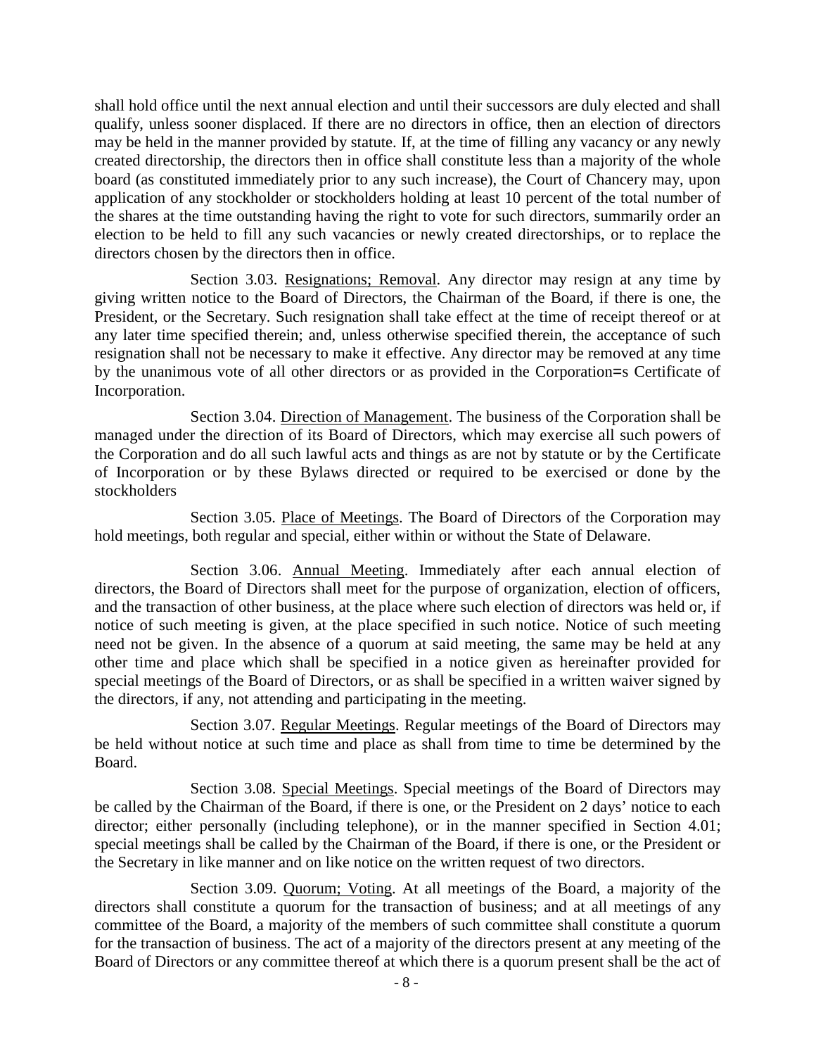shall hold office until the next annual election and until their successors are duly elected and shall qualify, unless sooner displaced. If there are no directors in office, then an election of directors may be held in the manner provided by statute. If, at the time of filling any vacancy or any newly created directorship, the directors then in office shall constitute less than a majority of the whole board (as constituted immediately prior to any such increase), the Court of Chancery may, upon application of any stockholder or stockholders holding at least 10 percent of the total number of the shares at the time outstanding having the right to vote for such directors, summarily order an election to be held to fill any such vacancies or newly created directorships, or to replace the directors chosen by the directors then in office.

Section 3.03. Resignations; Removal. Any director may resign at any time by giving written notice to the Board of Directors, the Chairman of the Board, if there is one, the President, or the Secretary. Such resignation shall take effect at the time of receipt thereof or at any later time specified therein; and, unless otherwise specified therein, the acceptance of such resignation shall not be necessary to make it effective. Any director may be removed at any time by the unanimous vote of all other directors or as provided in the Corporation=s Certificate of Incorporation.

Section 3.04. Direction of Management. The business of the Corporation shall be managed under the direction of its Board of Directors, which may exercise all such powers of the Corporation and do all such lawful acts and things as are not by statute or by the Certificate of Incorporation or by these Bylaws directed or required to be exercised or done by the stockholders

Section 3.05. Place of Meetings. The Board of Directors of the Corporation may hold meetings, both regular and special, either within or without the State of Delaware.

Section 3.06. Annual Meeting. Immediately after each annual election of directors, the Board of Directors shall meet for the purpose of organization, election of officers, and the transaction of other business, at the place where such election of directors was held or, if notice of such meeting is given, at the place specified in such notice. Notice of such meeting need not be given. In the absence of a quorum at said meeting, the same may be held at any other time and place which shall be specified in a notice given as hereinafter provided for special meetings of the Board of Directors, or as shall be specified in a written waiver signed by the directors, if any, not attending and participating in the meeting.

Section 3.07. Regular Meetings. Regular meetings of the Board of Directors may be held without notice at such time and place as shall from time to time be determined by the Board.

Section 3.08. Special Meetings. Special meetings of the Board of Directors may be called by the Chairman of the Board, if there is one, or the President on 2 days' notice to each director; either personally (including telephone), or in the manner specified in Section 4.01; special meetings shall be called by the Chairman of the Board, if there is one, or the President or the Secretary in like manner and on like notice on the written request of two directors.

Section 3.09. Quorum; Voting. At all meetings of the Board, a majority of the directors shall constitute a quorum for the transaction of business; and at all meetings of any committee of the Board, a majority of the members of such committee shall constitute a quorum for the transaction of business. The act of a majority of the directors present at any meeting of the Board of Directors or any committee thereof at which there is a quorum present shall be the act of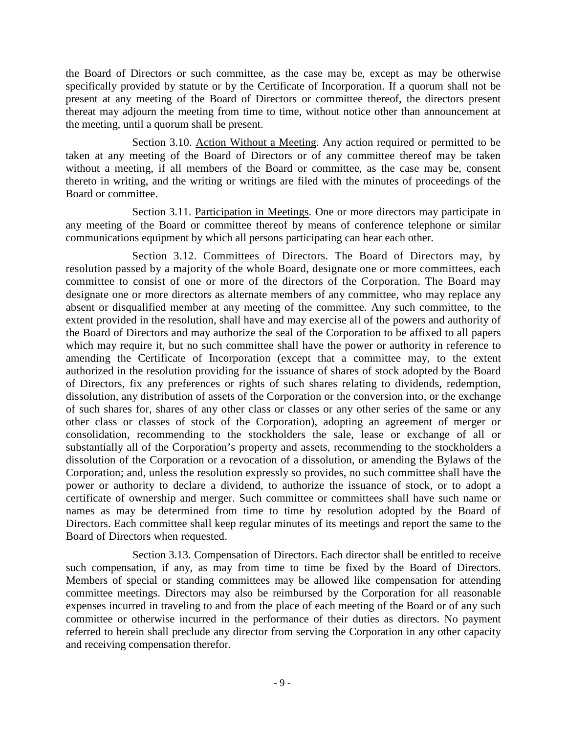the Board of Directors or such committee, as the case may be, except as may be otherwise specifically provided by statute or by the Certificate of Incorporation. If a quorum shall not be present at any meeting of the Board of Directors or committee thereof, the directors present thereat may adjourn the meeting from time to time, without notice other than announcement at the meeting, until a quorum shall be present.

Section 3.10. Action Without a Meeting. Any action required or permitted to be taken at any meeting of the Board of Directors or of any committee thereof may be taken without a meeting, if all members of the Board or committee, as the case may be, consent thereto in writing, and the writing or writings are filed with the minutes of proceedings of the Board or committee.

Section 3.11. Participation in Meetings. One or more directors may participate in any meeting of the Board or committee thereof by means of conference telephone or similar communications equipment by which all persons participating can hear each other.

Section 3.12. Committees of Directors. The Board of Directors may, by resolution passed by a majority of the whole Board, designate one or more committees, each committee to consist of one or more of the directors of the Corporation. The Board may designate one or more directors as alternate members of any committee, who may replace any absent or disqualified member at any meeting of the committee. Any such committee, to the extent provided in the resolution, shall have and may exercise all of the powers and authority of the Board of Directors and may authorize the seal of the Corporation to be affixed to all papers which may require it, but no such committee shall have the power or authority in reference to amending the Certificate of Incorporation (except that a committee may, to the extent authorized in the resolution providing for the issuance of shares of stock adopted by the Board of Directors, fix any preferences or rights of such shares relating to dividends, redemption, dissolution, any distribution of assets of the Corporation or the conversion into, or the exchange of such shares for, shares of any other class or classes or any other series of the same or any other class or classes of stock of the Corporation), adopting an agreement of merger or consolidation, recommending to the stockholders the sale, lease or exchange of all or substantially all of the Corporation's property and assets, recommending to the stockholders a dissolution of the Corporation or a revocation of a dissolution, or amending the Bylaws of the Corporation; and, unless the resolution expressly so provides, no such committee shall have the power or authority to declare a dividend, to authorize the issuance of stock, or to adopt a certificate of ownership and merger. Such committee or committees shall have such name or names as may be determined from time to time by resolution adopted by the Board of Directors. Each committee shall keep regular minutes of its meetings and report the same to the Board of Directors when requested.

Section 3.13. Compensation of Directors. Each director shall be entitled to receive such compensation, if any, as may from time to time be fixed by the Board of Directors. Members of special or standing committees may be allowed like compensation for attending committee meetings. Directors may also be reimbursed by the Corporation for all reasonable expenses incurred in traveling to and from the place of each meeting of the Board or of any such committee or otherwise incurred in the performance of their duties as directors. No payment referred to herein shall preclude any director from serving the Corporation in any other capacity and receiving compensation therefor.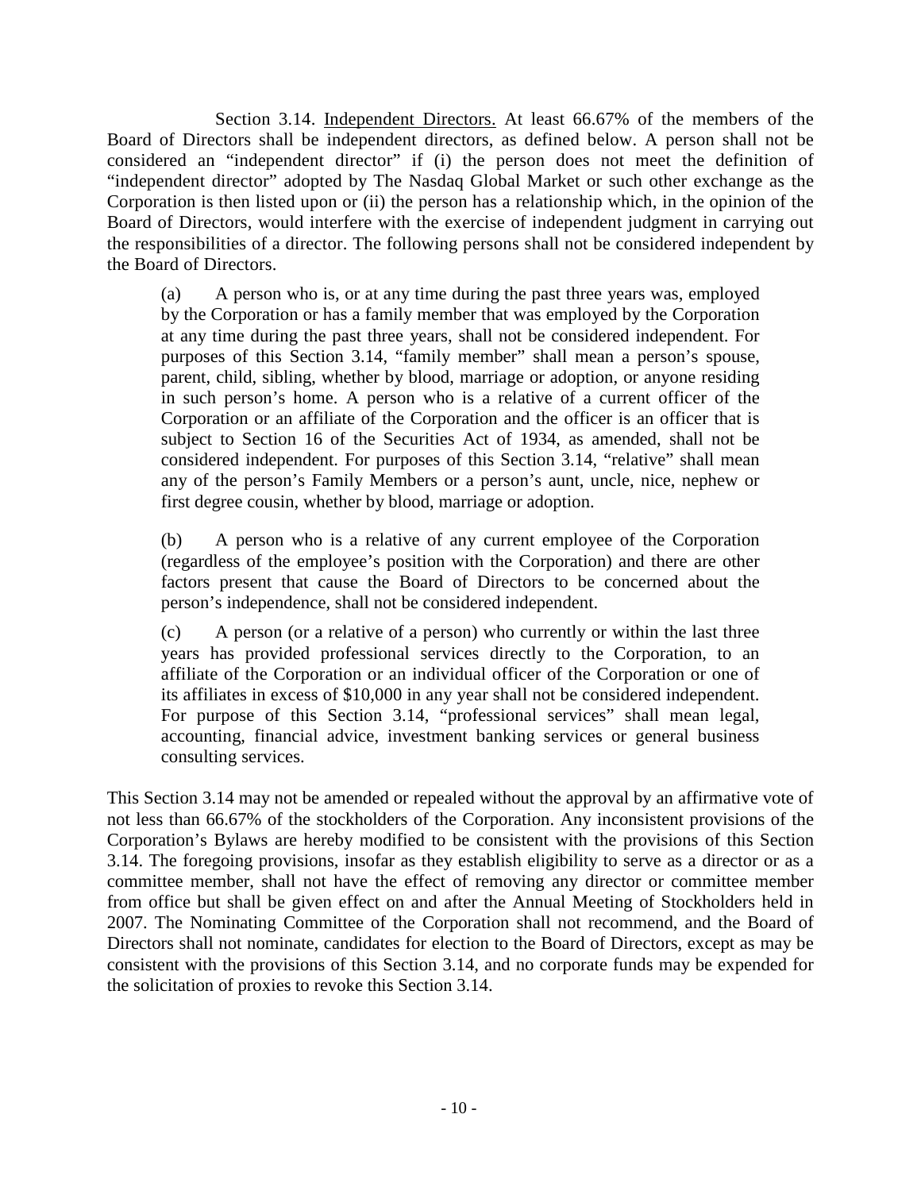Section 3.14. <u>Independent Directors.</u> At least 66.67% of the members of the Board of Directors shall be independent directors, as defined below. A person shall not be considered an "independent director" if (i) the person does not meet the definition of "independent director" adopted by The Nasdaq Global Market or such other exchange as the Corporation is then listed upon or (ii) the person has a relationship which, in the opinion of the Board of Directors, would interfere with the exercise of independent judgment in carrying out the responsibilities of a director. The following persons shall not be considered independent by the Board of Directors.

(a) A person who is, or at any time during the past three years was, employed by the Corporation or has a family member that was employed by the Corporation at any time during the past three years, shall not be considered independent. For purposes of this Section 3.14, "family member" shall mean a person's spouse, parent, child, sibling, whether by blood, marriage or adoption, or anyone residing in such person's home. A person who is a relative of a current officer of the Corporation or an affiliate of the Corporation and the officer is an officer that is subject to Section 16 of the Securities Act of 1934, as amended, shall not be considered independent. For purposes of this Section 3.14, "relative" shall mean any of the person's Family Members or a person's aunt, uncle, nice, nephew or first degree cousin, whether by blood, marriage or adoption.

(b) A person who is a relative of any current employee of the Corporation (regardless of the employee's position with the Corporation) and there are other factors present that cause the Board of Directors to be concerned about the person's independence, shall not be considered independent.

(c) A person (or a relative of a person) who currently or within the last three years has provided professional services directly to the Corporation, to an affiliate of the Corporation or an individual officer of the Corporation or one of its affiliates in excess of $10,000 in any year shall not be considered independent. For purpose of this Section 3.14, "professional services" shall mean legal, accounting, financial advice, investment banking services or general business consulting services.

This Section 3.14 may not be amended or repealed without the approval by an affirmative vote of not less than 66.67% of the stockholders of the Corporation. Any inconsistent provisions of the Corporation's Bylaws are hereby modified to be consistent with the provisions of this Section 3.14. The foregoing provisions, insofar as they establish eligibility to serve as a director or as a committee member, shall not have the effect of removing any director or committee member from office but shall be given effect on and after the Annual Meeting of Stockholders held in 2007. The Nominating Committee of the Corporation shall not recommend, and the Board of Directors shall not nominate, candidates for election to the Board of Directors, except as may be consistent with the provisions of this Section 3.14, and no corporate funds may be expended for the solicitation of proxies to revoke this Section 3.14.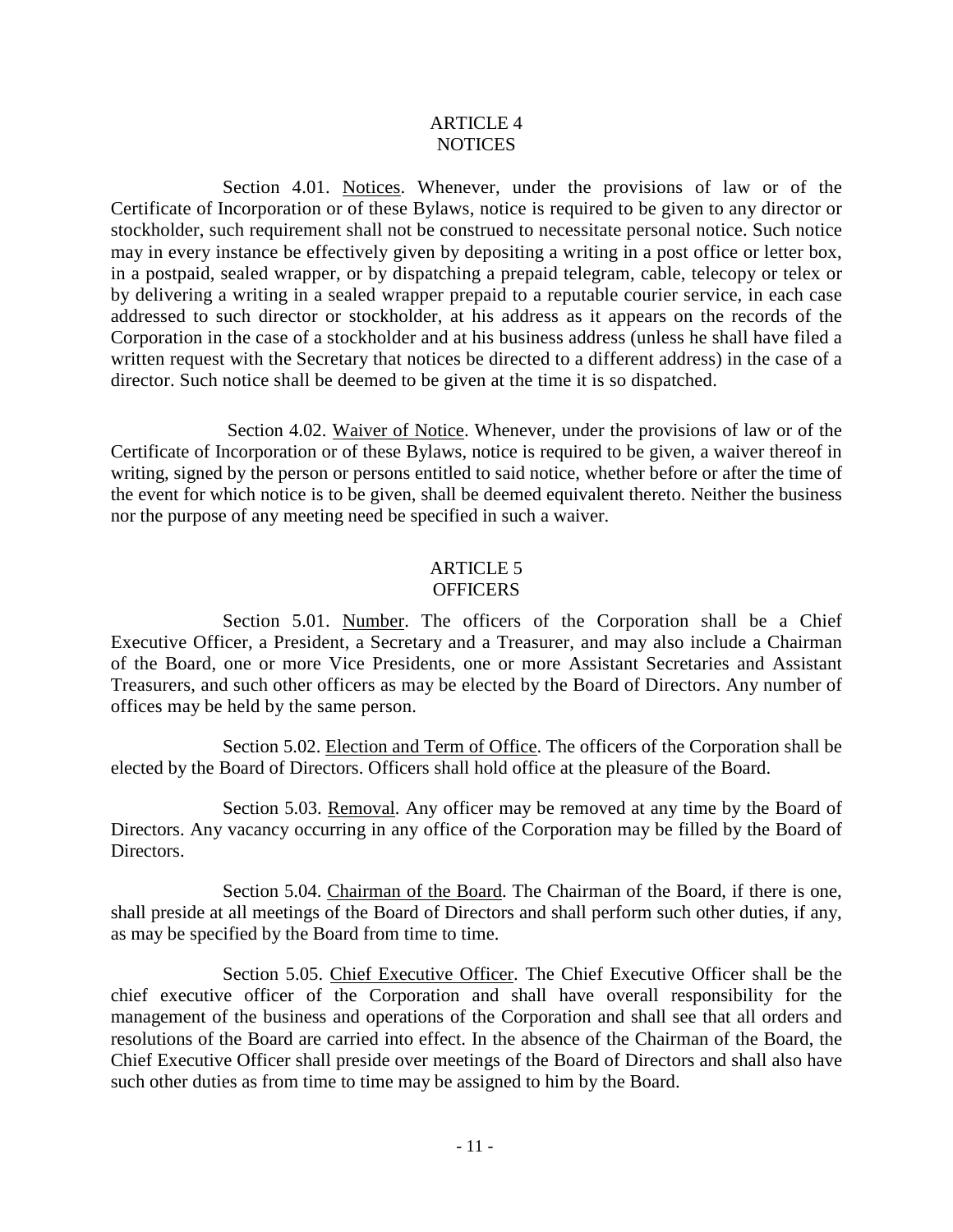## ARTICLE 4
## NOTICES

Section 4.01. Notices. Whenever, under the provisions of law or of the Certificate of Incorporation or of these Bylaws, notice is required to be given to any director or stockholder, such requirement shall not be construed to necessitate personal notice. Such notice may in every instance be effectively given by depositing a writing in a post office or letter box, in a postpaid, sealed wrapper, or by dispatching a prepaid telegram, cable, telecopy or telex or by delivering a writing in a sealed wrapper prepaid to a reputable courier service, in each case addressed to such director or stockholder, at his address as it appears on the records of the Corporation in the case of a stockholder and at his business address (unless he shall have filed a written request with the Secretary that notices be directed to a different address) in the case of a director. Such notice shall be deemed to be given at the time it is so dispatched.

Section 4.02. Waiver of Notice. Whenever, under the provisions of law or of the Certificate of Incorporation or of these Bylaws, notice is required to be given, a waiver thereof in writing, signed by the person or persons entitled to said notice, whether before or after the time of the event for which notice is to be given, shall be deemed equivalent thereto. Neither the business nor the purpose of any meeting need be specified in such a waiver.

## ARTICLE 5
## OFFICERS

Section 5.01. Number. The officers of the Corporation shall be a Chief Executive Officer, a President, a Secretary and a Treasurer, and may also include a Chairman of the Board, one or more Vice Presidents, one or more Assistant Secretaries and Assistant Treasurers, and such other officers as may be elected by the Board of Directors. Any number of offices may be held by the same person.

Section 5.02. Election and Term of Office. The officers of the Corporation shall be elected by the Board of Directors. Officers shall hold office at the pleasure of the Board.

Section 5.03. Removal. Any officer may be removed at any time by the Board of Directors. Any vacancy occurring in any office of the Corporation may be filled by the Board of Directors.

Section 5.04. Chairman of the Board. The Chairman of the Board, if there is one, shall preside at all meetings of the Board of Directors and shall perform such other duties, if any, as may be specified by the Board from time to time.

Section 5.05. Chief Executive Officer. The Chief Executive Officer shall be the chief executive officer of the Corporation and shall have overall responsibility for the management of the business and operations of the Corporation and shall see that all orders and resolutions of the Board are carried into effect. In the absence of the Chairman of the Board, the Chief Executive Officer shall preside over meetings of the Board of Directors and shall also have such other duties as from time to time may be assigned to him by the Board.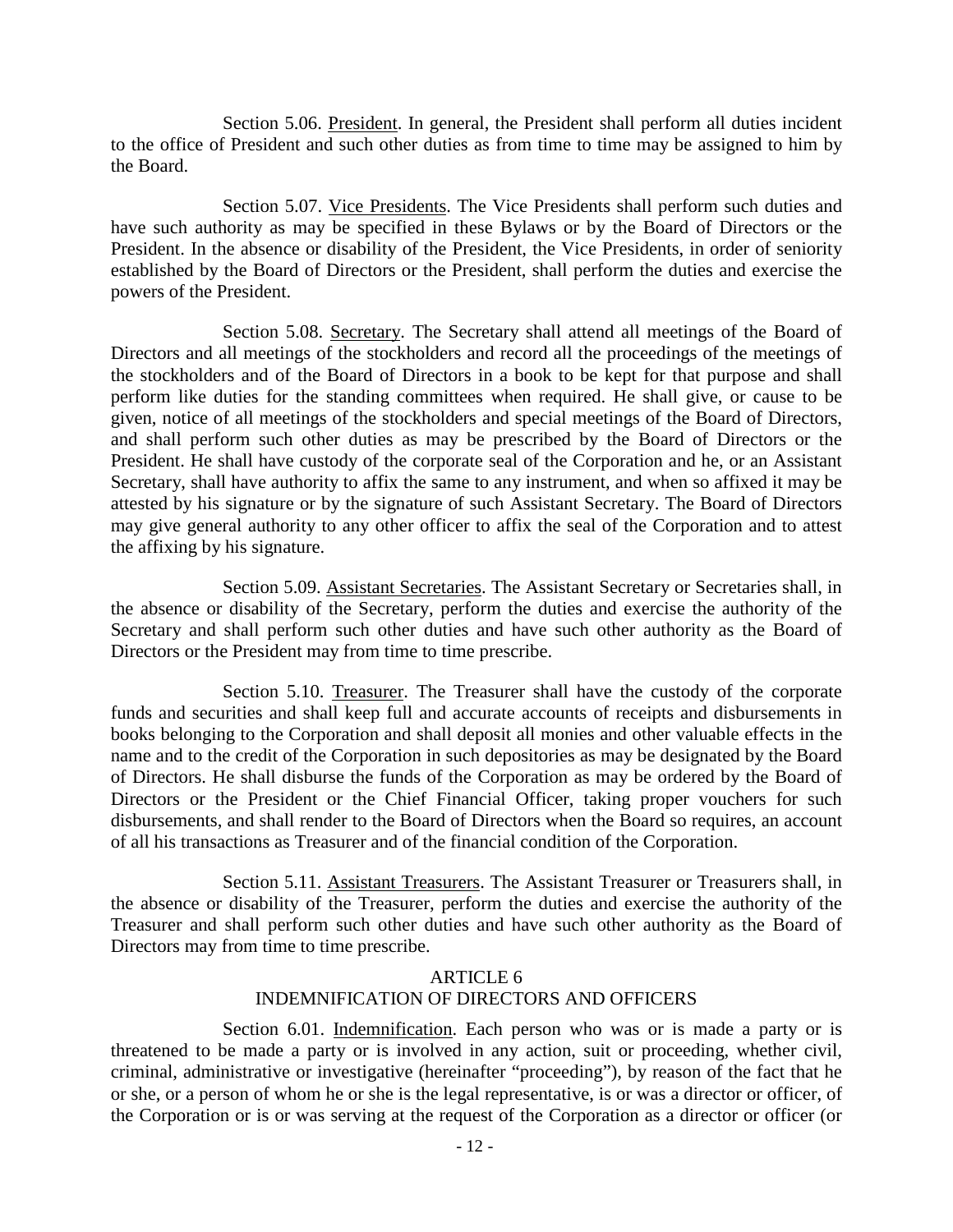Section 5.06. <u>President</u>. In general, the President shall perform all duties incident to the office of President and such other duties as from time to time may be assigned to him by the Board.

Section 5.07. <u>Vice Presidents</u>. The Vice Presidents shall perform such duties and have such authority as may be specified in these Bylaws or by the Board of Directors or the President. In the absence or disability of the President, the Vice Presidents, in order of seniority established by the Board of Directors or the President, shall perform the duties and exercise the powers of the President.

Section 5.08. <u>Secretary</u>. The Secretary shall attend all meetings of the Board of Directors and all meetings of the stockholders and record all the proceedings of the meetings of the stockholders and of the Board of Directors in a book to be kept for that purpose and shall perform like duties for the standing committees when required. He shall give, or cause to be given, notice of all meetings of the stockholders and special meetings of the Board of Directors, and shall perform such other duties as may be prescribed by the Board of Directors or the President. He shall have custody of the corporate seal of the Corporation and he, or an Assistant Secretary, shall have authority to affix the same to any instrument, and when so affixed it may be attested by his signature or by the signature of such Assistant Secretary. The Board of Directors may give general authority to any other officer to affix the seal of the Corporation and to attest the affixing by his signature.

Section 5.09. <u>Assistant Secretaries</u>. The Assistant Secretary or Secretaries shall, in the absence or disability of the Secretary, perform the duties and exercise the authority of the Secretary and shall perform such other duties and have such other authority as the Board of Directors or the President may from time to time prescribe.

Section 5.10. <u>Treasurer</u>. The Treasurer shall have the custody of the corporate funds and securities and shall keep full and accurate accounts of receipts and disbursements in books belonging to the Corporation and shall deposit all monies and other valuable effects in the name and to the credit of the Corporation in such depositories as may be designated by the Board of Directors. He shall disburse the funds of the Corporation as may be ordered by the Board of Directors or the President or the Chief Financial Officer, taking proper vouchers for such disbursements, and shall render to the Board of Directors when the Board so requires, an account of all his transactions as Treasurer and of the financial condition of the Corporation.

Section 5.11. <u>Assistant Treasurers</u>. The Assistant Treasurer or Treasurers shall, in the absence or disability of the Treasurer, perform the duties and exercise the authority of the Treasurer and shall perform such other duties and have such other authority as the Board of Directors may from time to time prescribe.

## ARTICLE 6
## INDEMNIFICATION OF DIRECTORS AND OFFICERS

Section 6.01. <u>Indemnification</u>. Each person who was or is made a party or is threatened to be made a party or is involved in any action, suit or proceeding, whether civil, criminal, administrative or investigative (hereinafter "proceeding"), by reason of the fact that he or she, or a person of whom he or she is the legal representative, is or was a director or officer, of the Corporation or is or was serving at the request of the Corporation as a director or officer (or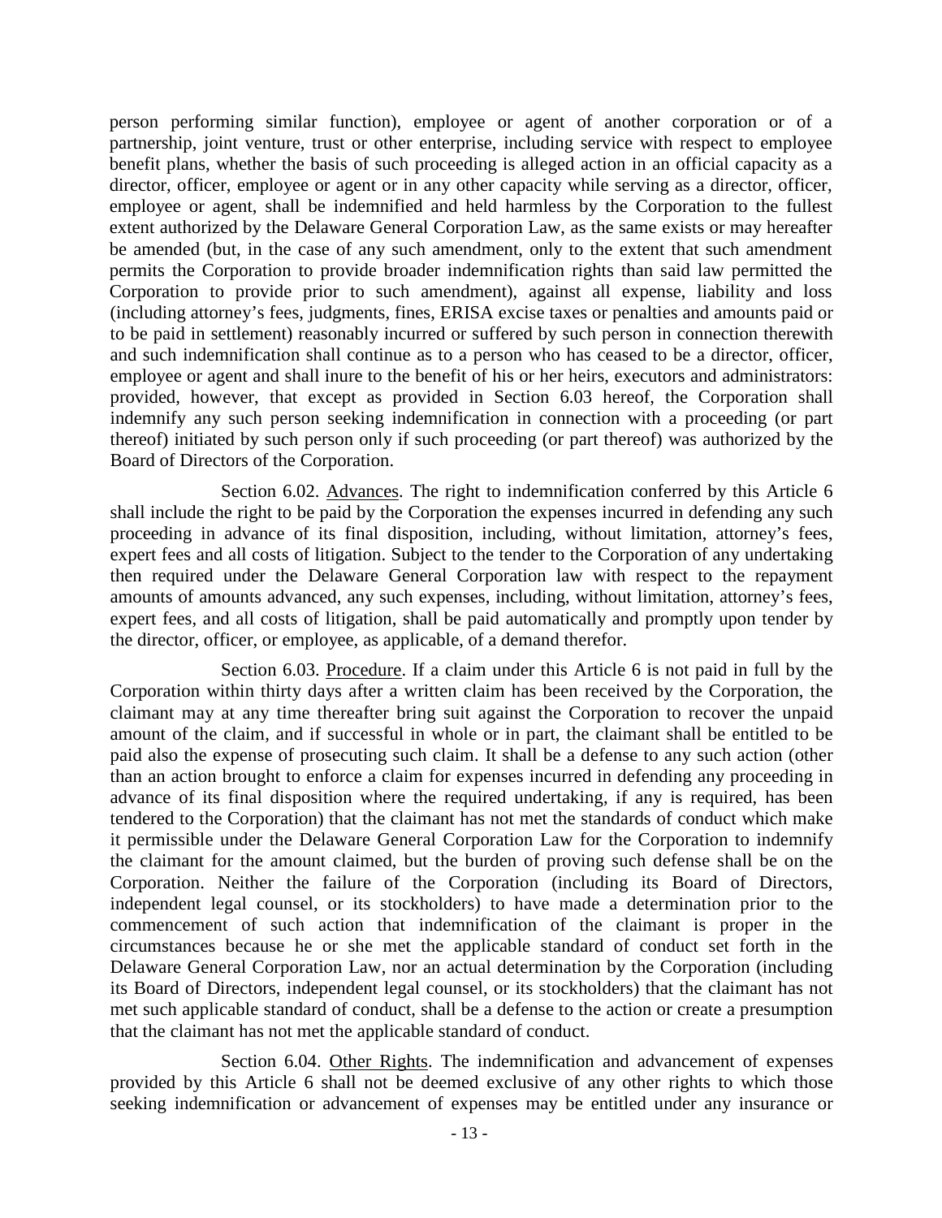person performing similar function), employee or agent of another corporation or of a partnership, joint venture, trust or other enterprise, including service with respect to employee benefit plans, whether the basis of such proceeding is alleged action in an official capacity as a director, officer, employee or agent or in any other capacity while serving as a director, officer, employee or agent, shall be indemnified and held harmless by the Corporation to the fullest extent authorized by the Delaware General Corporation Law, as the same exists or may hereafter be amended (but, in the case of any such amendment, only to the extent that such amendment permits the Corporation to provide broader indemnification rights than said law permitted the Corporation to provide prior to such amendment), against all expense, liability and loss (including attorney's fees, judgments, fines, ERISA excise taxes or penalties and amounts paid or to be paid in settlement) reasonably incurred or suffered by such person in connection therewith and such indemnification shall continue as to a person who has ceased to be a director, officer, employee or agent and shall inure to the benefit of his or her heirs, executors and administrators: provided, however, that except as provided in Section 6.03 hereof, the Corporation shall indemnify any such person seeking indemnification in connection with a proceeding (or part thereof) initiated by such person only if such proceeding (or part thereof) was authorized by the Board of Directors of the Corporation.

Section 6.02. Advances. The right to indemnification conferred by this Article 6 shall include the right to be paid by the Corporation the expenses incurred in defending any such proceeding in advance of its final disposition, including, without limitation, attorney's fees, expert fees and all costs of litigation. Subject to the tender to the Corporation of any undertaking then required under the Delaware General Corporation law with respect to the repayment amounts of amounts advanced, any such expenses, including, without limitation, attorney's fees, expert fees, and all costs of litigation, shall be paid automatically and promptly upon tender by the director, officer, or employee, as applicable, of a demand therefor.

Section 6.03. Procedure. If a claim under this Article 6 is not paid in full by the Corporation within thirty days after a written claim has been received by the Corporation, the claimant may at any time thereafter bring suit against the Corporation to recover the unpaid amount of the claim, and if successful in whole or in part, the claimant shall be entitled to be paid also the expense of prosecuting such claim. It shall be a defense to any such action (other than an action brought to enforce a claim for expenses incurred in defending any proceeding in advance of its final disposition where the required undertaking, if any is required, has been tendered to the Corporation) that the claimant has not met the standards of conduct which make it permissible under the Delaware General Corporation Law for the Corporation to indemnify the claimant for the amount claimed, but the burden of proving such defense shall be on the Corporation. Neither the failure of the Corporation (including its Board of Directors, independent legal counsel, or its stockholders) to have made a determination prior to the commencement of such action that indemnification of the claimant is proper in the circumstances because he or she met the applicable standard of conduct set forth in the Delaware General Corporation Law, nor an actual determination by the Corporation (including its Board of Directors, independent legal counsel, or its stockholders) that the claimant has not met such applicable standard of conduct, shall be a defense to the action or create a presumption that the claimant has not met the applicable standard of conduct.

Section 6.04. Other Rights. The indemnification and advancement of expenses provided by this Article 6 shall not be deemed exclusive of any other rights to which those seeking indemnification or advancement of expenses may be entitled under any insurance or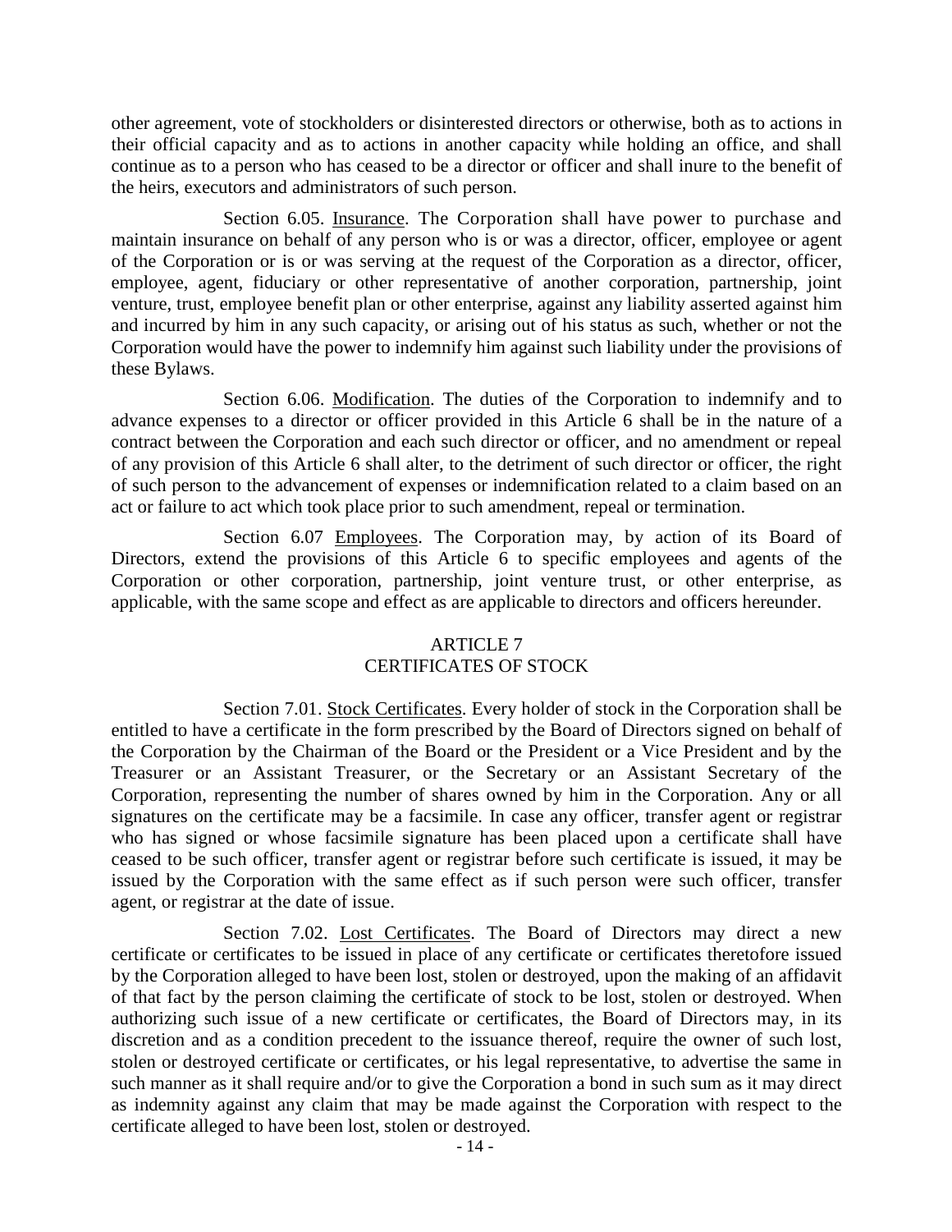other agreement, vote of stockholders or disinterested directors or otherwise, both as to actions in their official capacity and as to actions in another capacity while holding an office, and shall continue as to a person who has ceased to be a director or officer and shall inure to the benefit of the heirs, executors and administrators of such person.

Section 6.05. Insurance. The Corporation shall have power to purchase and maintain insurance on behalf of any person who is or was a director, officer, employee or agent of the Corporation or is or was serving at the request of the Corporation as a director, officer, employee, agent, fiduciary or other representative of another corporation, partnership, joint venture, trust, employee benefit plan or other enterprise, against any liability asserted against him and incurred by him in any such capacity, or arising out of his status as such, whether or not the Corporation would have the power to indemnify him against such liability under the provisions of these Bylaws.

Section 6.06. Modification. The duties of the Corporation to indemnify and to advance expenses to a director or officer provided in this Article 6 shall be in the nature of a contract between the Corporation and each such director or officer, and no amendment or repeal of any provision of this Article 6 shall alter, to the detriment of such director or officer, the right of such person to the advancement of expenses or indemnification related to a claim based on an act or failure to act which took place prior to such amendment, repeal or termination.

Section 6.07 Employees. The Corporation may, by action of its Board of Directors, extend the provisions of this Article 6 to specific employees and agents of the Corporation or other corporation, partnership, joint venture trust, or other enterprise, as applicable, with the same scope and effect as are applicable to directors and officers hereunder.

## ARTICLE 7
## CERTIFICATES OF STOCK

Section 7.01. Stock Certificates. Every holder of stock in the Corporation shall be entitled to have a certificate in the form prescribed by the Board of Directors signed on behalf of the Corporation by the Chairman of the Board or the President or a Vice President and by the Treasurer or an Assistant Treasurer, or the Secretary or an Assistant Secretary of the Corporation, representing the number of shares owned by him in the Corporation. Any or all signatures on the certificate may be a facsimile. In case any officer, transfer agent or registrar who has signed or whose facsimile signature has been placed upon a certificate shall have ceased to be such officer, transfer agent or registrar before such certificate is issued, it may be issued by the Corporation with the same effect as if such person were such officer, transfer agent, or registrar at the date of issue.

Section 7.02. Lost Certificates. The Board of Directors may direct a new certificate or certificates to be issued in place of any certificate or certificates theretofore issued by the Corporation alleged to have been lost, stolen or destroyed, upon the making of an affidavit of that fact by the person claiming the certificate of stock to be lost, stolen or destroyed. When authorizing such issue of a new certificate or certificates, the Board of Directors may, in its discretion and as a condition precedent to the issuance thereof, require the owner of such lost, stolen or destroyed certificate or certificates, or his legal representative, to advertise the same in such manner as it shall require and/or to give the Corporation a bond in such sum as it may direct as indemnity against any claim that may be made against the Corporation with respect to the certificate alleged to have been lost, stolen or destroyed.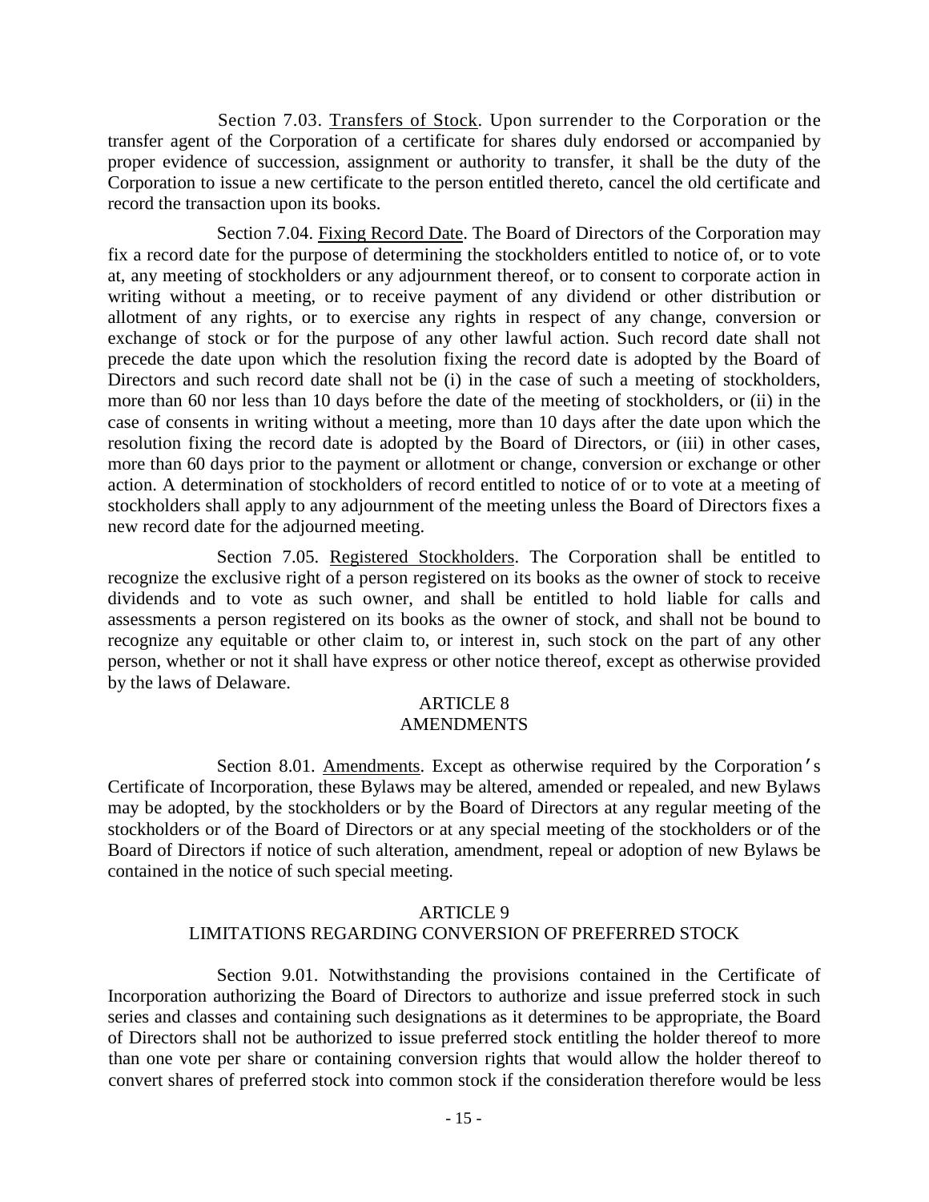Section 7.03. Transfers of Stock. Upon surrender to the Corporation or the transfer agent of the Corporation of a certificate for shares duly endorsed or accompanied by proper evidence of succession, assignment or authority to transfer, it shall be the duty of the Corporation to issue a new certificate to the person entitled thereto, cancel the old certificate and record the transaction upon its books.

Section 7.04. Fixing Record Date. The Board of Directors of the Corporation may fix a record date for the purpose of determining the stockholders entitled to notice of, or to vote at, any meeting of stockholders or any adjournment thereof, or to consent to corporate action in writing without a meeting, or to receive payment of any dividend or other distribution or allotment of any rights, or to exercise any rights in respect of any change, conversion or exchange of stock or for the purpose of any other lawful action. Such record date shall not precede the date upon which the resolution fixing the record date is adopted by the Board of Directors and such record date shall not be (i) in the case of such a meeting of stockholders, more than 60 nor less than 10 days before the date of the meeting of stockholders, or (ii) in the case of consents in writing without a meeting, more than 10 days after the date upon which the resolution fixing the record date is adopted by the Board of Directors, or (iii) in other cases, more than 60 days prior to the payment or allotment or change, conversion or exchange or other action. A determination of stockholders of record entitled to notice of or to vote at a meeting of stockholders shall apply to any adjournment of the meeting unless the Board of Directors fixes a new record date for the adjourned meeting.

Section 7.05. Registered Stockholders. The Corporation shall be entitled to recognize the exclusive right of a person registered on its books as the owner of stock to receive dividends and to vote as such owner, and shall be entitled to hold liable for calls and assessments a person registered on its books as the owner of stock, and shall not be bound to recognize any equitable or other claim to, or interest in, such stock on the part of any other person, whether or not it shall have express or other notice thereof, except as otherwise provided by the laws of Delaware.

## ARTICLE 8
## AMENDMENTS

Section 8.01. Amendments. Except as otherwise required by the Corporation's Certificate of Incorporation, these Bylaws may be altered, amended or repealed, and new Bylaws may be adopted, by the stockholders or by the Board of Directors at any regular meeting of the stockholders or of the Board of Directors or at any special meeting of the stockholders or of the Board of Directors if notice of such alteration, amendment, repeal or adoption of new Bylaws be contained in the notice of such special meeting.

## ARTICLE 9
## LIMITATIONS REGARDING CONVERSION OF PREFERRED STOCK

Section 9.01. Notwithstanding the provisions contained in the Certificate of Incorporation authorizing the Board of Directors to authorize and issue preferred stock in such series and classes and containing such designations as it determines to be appropriate, the Board of Directors shall not be authorized to issue preferred stock entitling the holder thereof to more than one vote per share or containing conversion rights that would allow the holder thereof to convert shares of preferred stock into common stock if the consideration therefore would be less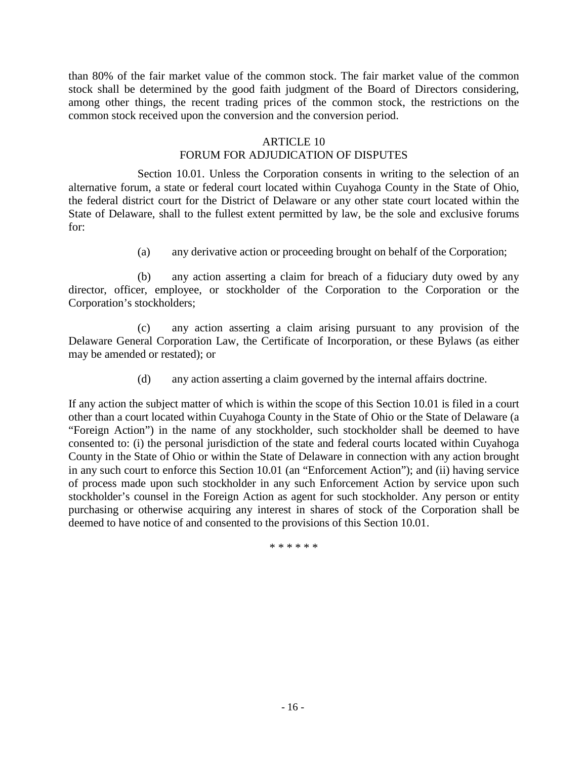than 80% of the fair market value of the common stock. The fair market value of the common stock shall be determined by the good faith judgment of the Board of Directors considering, among other things, the recent trading prices of the common stock, the restrictions on the common stock received upon the conversion and the conversion period.

## ARTICLE 10
## FORUM FOR ADJUDICATION OF DISPUTES

Section 10.01. Unless the Corporation consents in writing to the selection of an alternative forum, a state or federal court located within Cuyahoga County in the State of Ohio, the federal district court for the District of Delaware or any other state court located within the State of Delaware, shall to the fullest extent permitted by law, be the sole and exclusive forums for:

(a) any derivative action or proceeding brought on behalf of the Corporation;

(b) any action asserting a claim for breach of a fiduciary duty owed by any director, officer, employee, or stockholder of the Corporation to the Corporation or the Corporation's stockholders;

(c) any action asserting a claim arising pursuant to any provision of the Delaware General Corporation Law, the Certificate of Incorporation, or these Bylaws (as either may be amended or restated); or

(d) any action asserting a claim governed by the internal affairs doctrine.

If any action the subject matter of which is within the scope of this Section 10.01 is filed in a court other than a court located within Cuyahoga County in the State of Ohio or the State of Delaware (a "Foreign Action") in the name of any stockholder, such stockholder shall be deemed to have consented to: (i) the personal jurisdiction of the state and federal courts located within Cuyahoga County in the State of Ohio or within the State of Delaware in connection with any action brought in any such court to enforce this Section 10.01 (an "Enforcement Action"); and (ii) having service of process made upon such stockholder in any such Enforcement Action by service upon such stockholder's counsel in the Foreign Action as agent for such stockholder. Any person or entity purchasing or otherwise acquiring any interest in shares of stock of the Corporation shall be deemed to have notice of and consented to the provisions of this Section 10.01.

* * * * * *